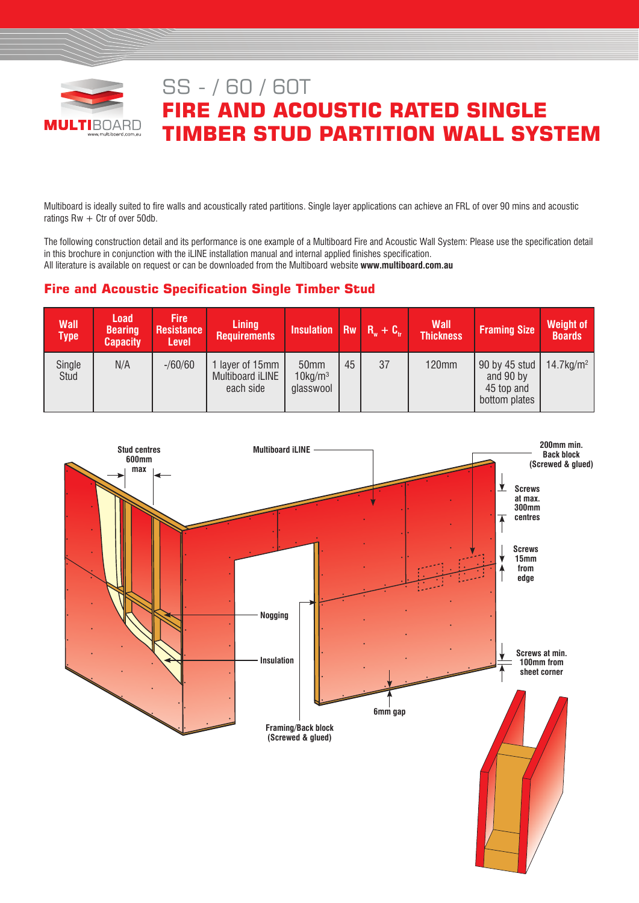# SS - / 60 / 60T

# FIRE AND ACOUSTIC RATED SINGLE TIMBER STUD PARTITION WALL SYSTEM

Multiboard is ideally suited to fire walls and acoustically rated partitions. Single layer applications can achieve an FRL of over 90 mins and acoustic ratings Rw + Ctr of over 50db.

The following construction detail and its performance is one example of a Multiboard Fire and Acoustic Wall System: Please use the specification detail in this brochure in conjunction with the iLINE installation manual and internal applied finishes specification.
All literature is available on request or can be downloaded from the Multiboard website **www.multiboard.com.au**

## Fire and Acoustic Specification Single Timber Stud

| Wall Type | Load Bearing Capacity | Fire Resistance Level | Lining Requirements | Insulation | Rw | $R_w + C_{tr}$ | Wall Thickness | Framing Size | Weight of Boards |
|---|---|---|---|---|---|---|---|---|---|
| Single Stud | N/A | -/60/60 | 1 layer of 15mm Multiboard iLINE each side | 50mm 10kg/m³ glasswool | 45 | 37 | 120mm | 90 by 45 stud and 90 by 45 top and bottom plates | 14.7kg/m² |

Stud centres 600mm max

Multiboard iLINE

200mm min. Back block (Screwed & glued)

Screws at max. 300mm centres

Screws 15mm from edge

Nogging

Insulation

Screws at min. 100mm from sheet corner

6mm gap

Framing/Back block (Screwed & glued)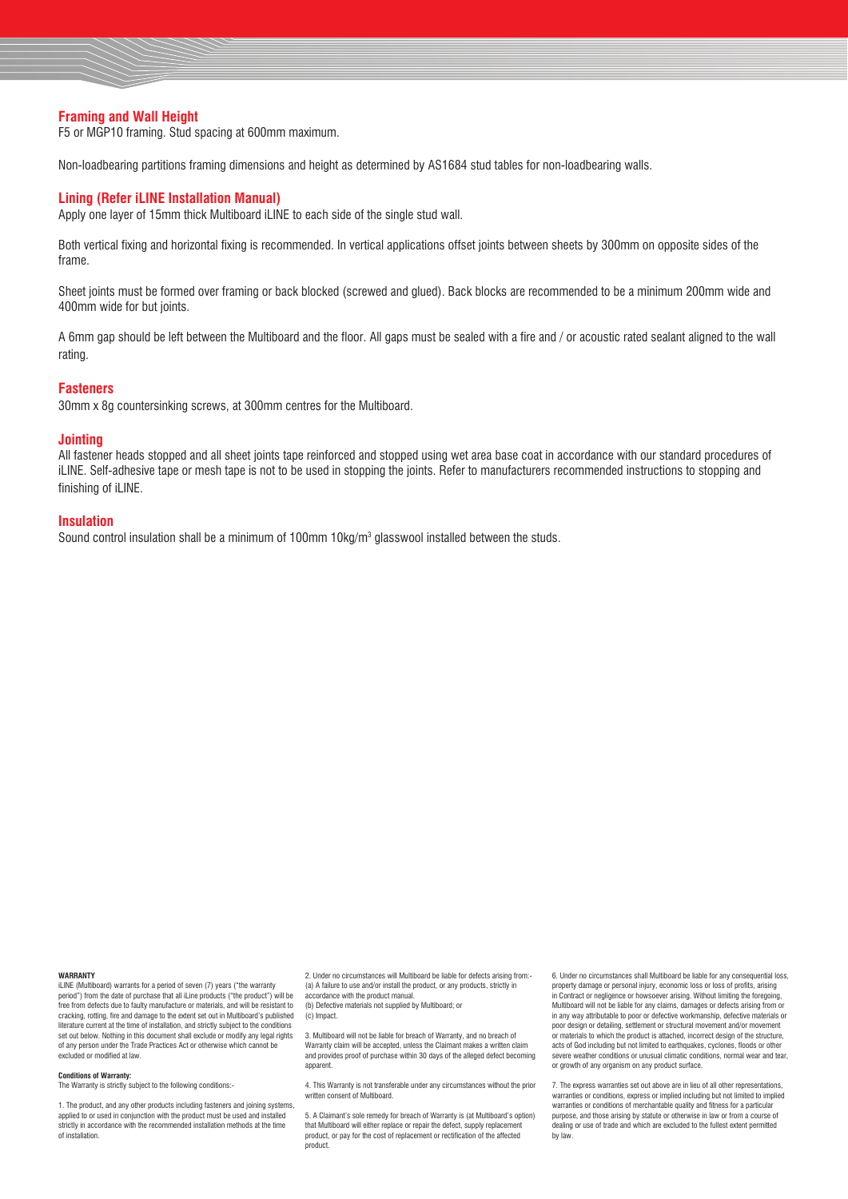## Framing and Wall Height

F5 or MGP10 framing. Stud spacing at 600mm maximum.

Non-loadbearing partitions framing dimensions and height as determined by AS1684 stud tables for non-loadbearing walls.

## Lining (Refer iLINE Installation Manual)

Apply one layer of 15mm thick Multiboard iLINE to each side of the single stud wall.

Both vertical fixing and horizontal fixing is recommended. In vertical applications offset joints between sheets by 300mm on opposite sides of the frame.

Sheet joints must be formed over framing or back blocked (screwed and glued). Back blocks are recommended to be a minimum 200mm wide and 400mm wide for but joints.

A 6mm gap should be left between the Multiboard and the floor. All gaps must be sealed with a fire and / or acoustic rated sealant aligned to the wall rating.

## Fasteners

30mm x 8g countersinking screws, at 300mm centres for the Multiboard.

## Jointing

All fastener heads stopped and all sheet joints tape reinforced and stopped using wet area base coat in accordance with our standard procedures of iLINE. Self-adhesive tape or mesh tape is not to be used in stopping the joints. Refer to manufacturers recommended instructions to stopping and finishing of iLINE.

## Insulation

Sound control insulation shall be a minimum of 100mm 10kg/m$^3$ glasswool installed between the studs.

**WARRANTY**

iLINE (Multiboard) warrants for a period of seven (7) years ("the warranty period") from the date of purchase that all iLine products ("the product") will be free from defects due to faulty manufacture or materials, and will be resistant to cracking, rotting, fire and damage to the extent set out in Multiboard's published literature current at the time of installation, and strictly subject to the conditions set out below. Nothing in this document shall exclude or modify any legal rights of any person under the Trade Practices Act or otherwise which cannot be excluded or modified at law.

**Conditions of Warranty:**

The Warranty is strictly subject to the following conditions:-

1. The product, and any other products including fasteners and joining systems, applied to or used in conjunction with the product must be used and installed strictly in accordance with the recommended installation methods at the time of installation.

2. Under no circumstances will Multiboard be liable for defects arising from:-
(a) A failure to use and/or install the product, or any products, strictly in accordance with the product manual.
(b) Defective materials not supplied by Multiboard; or
(c) Impact.

3. Multiboard will not be liable for breach of Warranty, and no breach of Warranty claim will be accepted, unless the Claimant makes a written claim and provides proof of purchase within 30 days of the alleged defect becoming apparent.

4. This Warranty is not transferable under any circumstances without the prior written consent of Multiboard.

5. A Claimant's sole remedy for breach of Warranty is (at Multiboard's option) that Multiboard will either replace or repair the defect, supply replacement product, or pay for the cost of replacement or rectification of the affected product.

6. Under no circumstances shall Multiboard be liable for any consequential loss, property damage or personal injury, economic loss or loss of profits, arising in Contract or negligence or howsoever arising. Without limiting the foregoing, Multiboard will not be liable for any claims, damages or defects arising from or in any way attributable to poor or defective workmanship, defective materials or poor design or detailing, settlement or structural movement and/or movement or materials to which the product is attached, incorrect design of the structure, acts of God including but not limited to earthquakes, cyclones, floods or other severe weather conditions or unusual climatic conditions, normal wear and tear, or growth of any organism on any product surface.

7. The express warranties set out above are in lieu of all other representations, warranties or conditions, express or implied including but not limited to implied warranties or conditions of merchantable quality and fitness for a particular purpose, and those arising by statute or otherwise in law or from a course of dealing or use of trade and which are excluded to the fullest extent permitted by law.